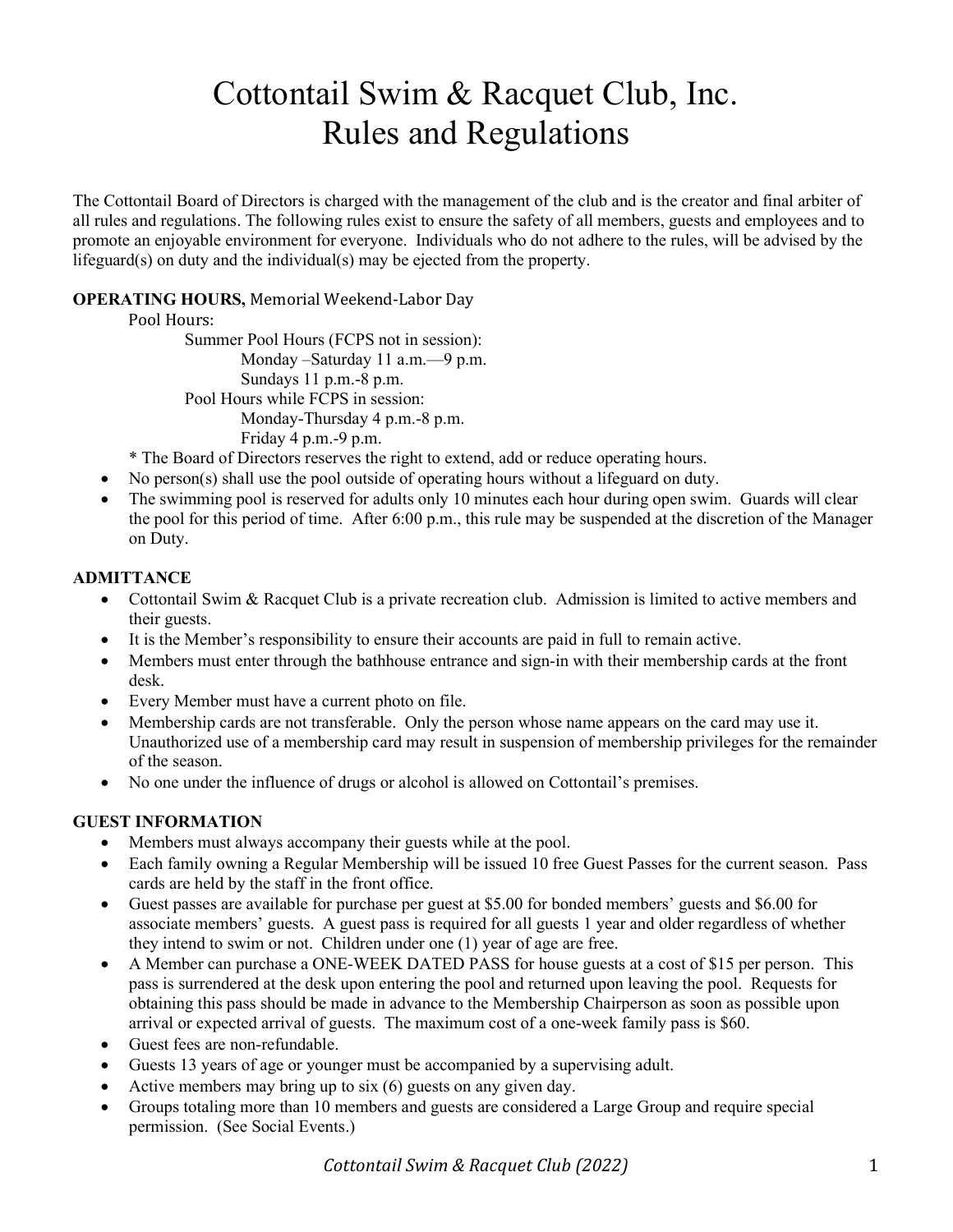# Cottontail Swim & Racquet Club, Inc.
# Rules and Regulations

The Cottontail Board of Directors is charged with the management of the club and is the creator and final arbiter of all rules and regulations. The following rules exist to ensure the safety of all members, guests and employees and to promote an enjoyable environment for everyone. Individuals who do not adhere to the rules, will be advised by the lifeguard(s) on duty and the individual(s) may be ejected from the property.

**OPERATING HOURS,** Memorial Weekend-Labor Day

Pool Hours:

- Summer Pool Hours (FCPS not in session):
  - Monday –Saturday 11 a.m.—9 p.m.
  - Sundays 11 p.m.-8 p.m.
- Pool Hours while FCPS in session:
  - Monday-Thursday 4 p.m.-8 p.m.
  - Friday 4 p.m.-9 p.m.

\* The Board of Directors reserves the right to extend, add or reduce operating hours.

- No person(s) shall use the pool outside of operating hours without a lifeguard on duty.
- The swimming pool is reserved for adults only 10 minutes each hour during open swim. Guards will clear the pool for this period of time. After 6:00 p.m., this rule may be suspended at the discretion of the Manager on Duty.

**ADMITTANCE**

- Cottontail Swim & Racquet Club is a private recreation club. Admission is limited to active members and their guests.
- It is the Member's responsibility to ensure their accounts are paid in full to remain active.
- Members must enter through the bathhouse entrance and sign-in with their membership cards at the front desk.
- Every Member must have a current photo on file.
- Membership cards are not transferable. Only the person whose name appears on the card may use it. Unauthorized use of a membership card may result in suspension of membership privileges for the remainder of the season.
- No one under the influence of drugs or alcohol is allowed on Cottontail's premises.

**GUEST INFORMATION**

- Members must always accompany their guests while at the pool.
- Each family owning a Regular Membership will be issued 10 free Guest Passes for the current season. Pass cards are held by the staff in the front office.
- Guest passes are available for purchase per guest at $5.00 for bonded members' guests and $6.00 for associate members' guests. A guest pass is required for all guests 1 year and older regardless of whether they intend to swim or not. Children under one (1) year of age are free.
- A Member can purchase a ONE-WEEK DATED PASS for house guests at a cost of $15 per person. This pass is surrendered at the desk upon entering the pool and returned upon leaving the pool. Requests for obtaining this pass should be made in advance to the Membership Chairperson as soon as possible upon arrival or expected arrival of guests. The maximum cost of a one-week family pass is $60.
- Guest fees are non-refundable.
- Guests 13 years of age or younger must be accompanied by a supervising adult.
- Active members may bring up to six (6) guests on any given day.
- Groups totaling more than 10 members and guests are considered a Large Group and require special permission. (See Social Events.)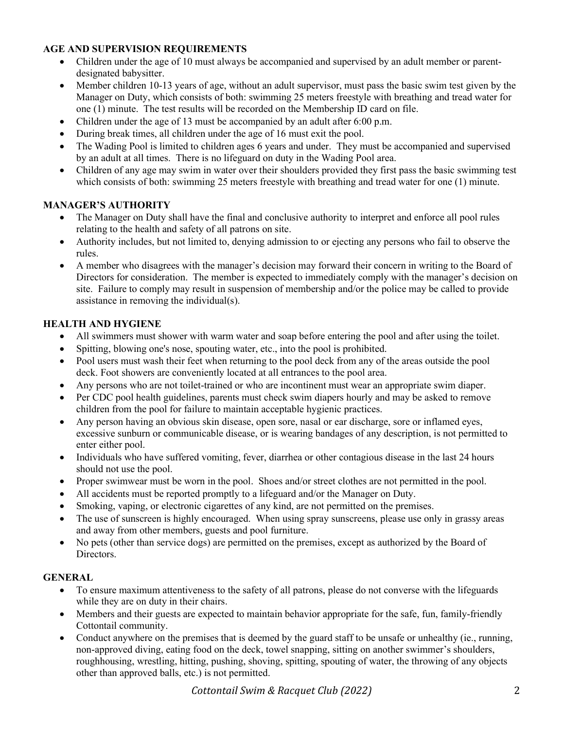## AGE AND SUPERVISION REQUIREMENTS

- Children under the age of 10 must always be accompanied and supervised by an adult member or parent-designated babysitter.
- Member children 10-13 years of age, without an adult supervisor, must pass the basic swim test given by the Manager on Duty, which consists of both: swimming 25 meters freestyle with breathing and tread water for one (1) minute. The test results will be recorded on the Membership ID card on file.
- Children under the age of 13 must be accompanied by an adult after 6:00 p.m.
- During break times, all children under the age of 16 must exit the pool.
- The Wading Pool is limited to children ages 6 years and under. They must be accompanied and supervised by an adult at all times. There is no lifeguard on duty in the Wading Pool area.
- Children of any age may swim in water over their shoulders provided they first pass the basic swimming test which consists of both: swimming 25 meters freestyle with breathing and tread water for one (1) minute.

## MANAGER'S AUTHORITY

- The Manager on Duty shall have the final and conclusive authority to interpret and enforce all pool rules relating to the health and safety of all patrons on site.
- Authority includes, but not limited to, denying admission to or ejecting any persons who fail to observe the rules.
- A member who disagrees with the manager's decision may forward their concern in writing to the Board of Directors for consideration. The member is expected to immediately comply with the manager's decision on site. Failure to comply may result in suspension of membership and/or the police may be called to provide assistance in removing the individual(s).

## HEALTH AND HYGIENE

- All swimmers must shower with warm water and soap before entering the pool and after using the toilet.
- Spitting, blowing one's nose, spouting water, etc., into the pool is prohibited.
- Pool users must wash their feet when returning to the pool deck from any of the areas outside the pool deck. Foot showers are conveniently located at all entrances to the pool area.
- Any persons who are not toilet-trained or who are incontinent must wear an appropriate swim diaper.
- Per CDC pool health guidelines, parents must check swim diapers hourly and may be asked to remove children from the pool for failure to maintain acceptable hygienic practices.
- Any person having an obvious skin disease, open sore, nasal or ear discharge, sore or inflamed eyes, excessive sunburn or communicable disease, or is wearing bandages of any description, is not permitted to enter either pool.
- Individuals who have suffered vomiting, fever, diarrhea or other contagious disease in the last 24 hours should not use the pool.
- Proper swimwear must be worn in the pool. Shoes and/or street clothes are not permitted in the pool.
- All accidents must be reported promptly to a lifeguard and/or the Manager on Duty.
- Smoking, vaping, or electronic cigarettes of any kind, are not permitted on the premises.
- The use of sunscreen is highly encouraged. When using spray sunscreens, please use only in grassy areas and away from other members, guests and pool furniture.
- No pets (other than service dogs) are permitted on the premises, except as authorized by the Board of Directors.

## GENERAL

- To ensure maximum attentiveness to the safety of all patrons, please do not converse with the lifeguards while they are on duty in their chairs.
- Members and their guests are expected to maintain behavior appropriate for the safe, fun, family-friendly Cottontail community.
- Conduct anywhere on the premises that is deemed by the guard staff to be unsafe or unhealthy (ie., running, non-approved diving, eating food on the deck, towel snapping, sitting on another swimmer's shoulders, roughhousing, wrestling, hitting, pushing, shoving, spitting, spouting of water, the throwing of any objects other than approved balls, etc.) is not permitted.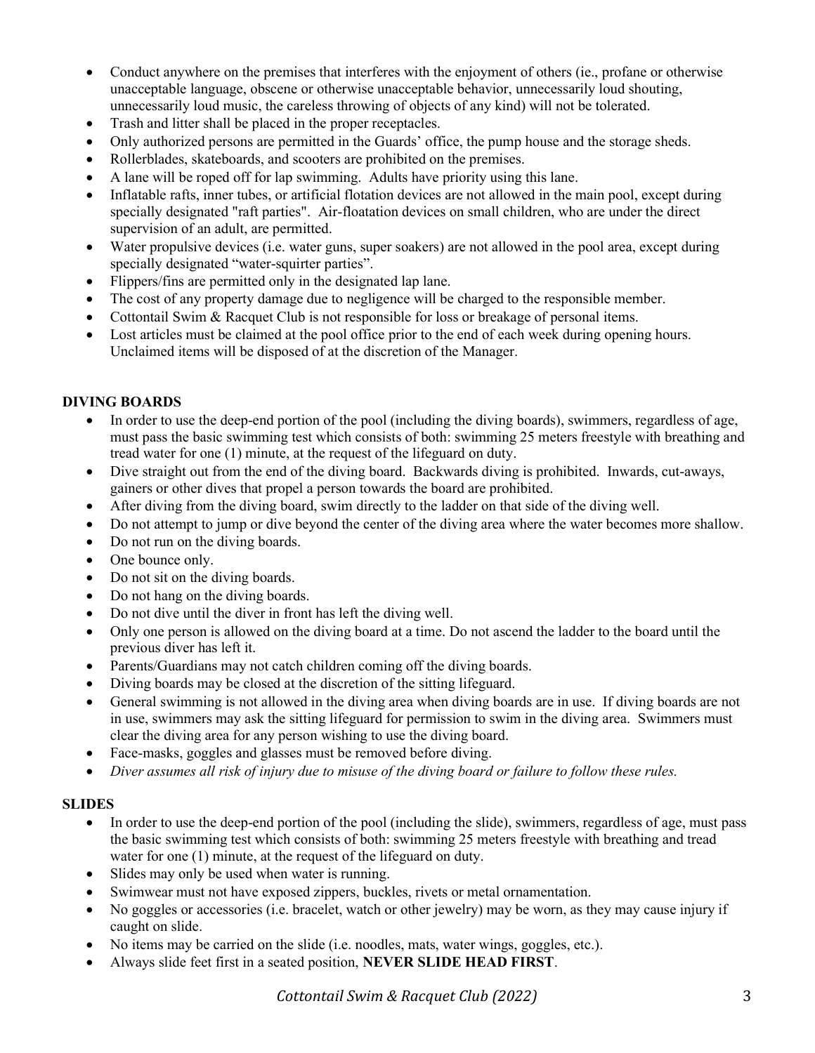- Conduct anywhere on the premises that interferes with the enjoyment of others (ie., profane or otherwise unacceptable language, obscene or otherwise unacceptable behavior, unnecessarily loud shouting, unnecessarily loud music, the careless throwing of objects of any kind) will not be tolerated.
- Trash and litter shall be placed in the proper receptacles.
- Only authorized persons are permitted in the Guards' office, the pump house and the storage sheds.
- Rollerblades, skateboards, and scooters are prohibited on the premises.
- A lane will be roped off for lap swimming. Adults have priority using this lane.
- Inflatable rafts, inner tubes, or artificial flotation devices are not allowed in the main pool, except during specially designated "raft parties". Air-floatation devices on small children, who are under the direct supervision of an adult, are permitted.
- Water propulsive devices (i.e. water guns, super soakers) are not allowed in the pool area, except during specially designated "water-squirter parties".
- Flippers/fins are permitted only in the designated lap lane.
- The cost of any property damage due to negligence will be charged to the responsible member.
- Cottontail Swim & Racquet Club is not responsible for loss or breakage of personal items.
- Lost articles must be claimed at the pool office prior to the end of each week during opening hours. Unclaimed items will be disposed of at the discretion of the Manager.

## DIVING BOARDS

- In order to use the deep-end portion of the pool (including the diving boards), swimmers, regardless of age, must pass the basic swimming test which consists of both: swimming 25 meters freestyle with breathing and tread water for one (1) minute, at the request of the lifeguard on duty.
- Dive straight out from the end of the diving board. Backwards diving is prohibited. Inwards, cut-aways, gainers or other dives that propel a person towards the board are prohibited.
- After diving from the diving board, swim directly to the ladder on that side of the diving well.
- Do not attempt to jump or dive beyond the center of the diving area where the water becomes more shallow.
- Do not run on the diving boards.
- One bounce only.
- Do not sit on the diving boards.
- Do not hang on the diving boards.
- Do not dive until the diver in front has left the diving well.
- Only one person is allowed on the diving board at a time. Do not ascend the ladder to the board until the previous diver has left it.
- Parents/Guardians may not catch children coming off the diving boards.
- Diving boards may be closed at the discretion of the sitting lifeguard.
- General swimming is not allowed in the diving area when diving boards are in use. If diving boards are not in use, swimmers may ask the sitting lifeguard for permission to swim in the diving area. Swimmers must clear the diving area for any person wishing to use the diving board.
- Face-masks, goggles and glasses must be removed before diving.
- *Diver assumes all risk of injury due to misuse of the diving board or failure to follow these rules.*

## SLIDES

- In order to use the deep-end portion of the pool (including the slide), swimmers, regardless of age, must pass the basic swimming test which consists of both: swimming 25 meters freestyle with breathing and tread water for one (1) minute, at the request of the lifeguard on duty.
- Slides may only be used when water is running.
- Swimwear must not have exposed zippers, buckles, rivets or metal ornamentation.
- No goggles or accessories (i.e. bracelet, watch or other jewelry) may be worn, as they may cause injury if caught on slide.
- No items may be carried on the slide (i.e. noodles, mats, water wings, goggles, etc.).
- Always slide feet first in a seated position, **NEVER SLIDE HEAD FIRST**.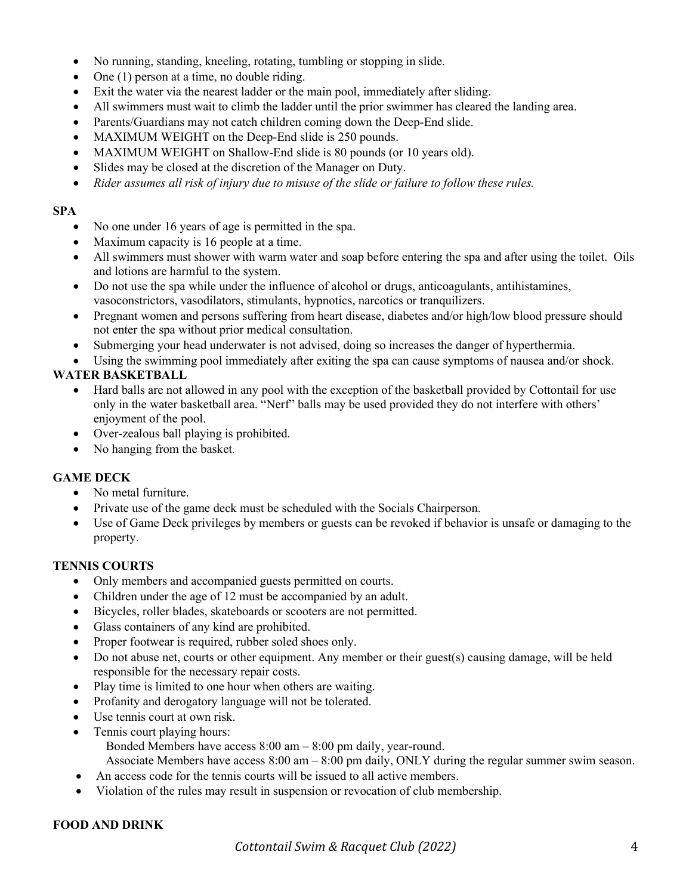- No running, standing, kneeling, rotating, tumbling or stopping in slide.
- One (1) person at a time, no double riding.
- Exit the water via the nearest ladder or the main pool, immediately after sliding.
- All swimmers must wait to climb the ladder until the prior swimmer has cleared the landing area.
- Parents/Guardians may not catch children coming down the Deep-End slide.
- MAXIMUM WEIGHT on the Deep-End slide is 250 pounds.
- MAXIMUM WEIGHT on Shallow-End slide is 80 pounds (or 10 years old).
- Slides may be closed at the discretion of the Manager on Duty.
- *Rider assumes all risk of injury due to misuse of the slide or failure to follow these rules.*

**SPA**

- No one under 16 years of age is permitted in the spa.
- Maximum capacity is 16 people at a time.
- All swimmers must shower with warm water and soap before entering the spa and after using the toilet. Oils and lotions are harmful to the system.
- Do not use the spa while under the influence of alcohol or drugs, anticoagulants, antihistamines, vasoconstrictors, vasodilators, stimulants, hypnotics, narcotics or tranquilizers.
- Pregnant women and persons suffering from heart disease, diabetes and/or high/low blood pressure should not enter the spa without prior medical consultation.
- Submerging your head underwater is not advised, doing so increases the danger of hyperthermia.
- Using the swimming pool immediately after exiting the spa can cause symptoms of nausea and/or shock.

**WATER BASKETBALL**

- Hard balls are not allowed in any pool with the exception of the basketball provided by Cottontail for use only in the water basketball area. "Nerf" balls may be used provided they do not interfere with others' enjoyment of the pool.
- Over-zealous ball playing is prohibited.
- No hanging from the basket.

**GAME DECK**

- No metal furniture.
- Private use of the game deck must be scheduled with the Socials Chairperson.
- Use of Game Deck privileges by members or guests can be revoked if behavior is unsafe or damaging to the property.

**TENNIS COURTS**

- Only members and accompanied guests permitted on courts.
- Children under the age of 12 must be accompanied by an adult.
- Bicycles, roller blades, skateboards or scooters are not permitted.
- Glass containers of any kind are prohibited.
- Proper footwear is required, rubber soled shoes only.
- Do not abuse net, courts or other equipment. Any member or their guest(s) causing damage, will be held responsible for the necessary repair costs.
- Play time is limited to one hour when others are waiting.
- Profanity and derogatory language will not be tolerated.
- Use tennis court at own risk.
- Tennis court playing hours:
  Bonded Members have access 8:00 am – 8:00 pm daily, year-round.
  Associate Members have access 8:00 am – 8:00 pm daily, ONLY during the regular summer swim season.
- An access code for the tennis courts will be issued to all active members.
- Violation of the rules may result in suspension or revocation of club membership.

**FOOD AND DRINK**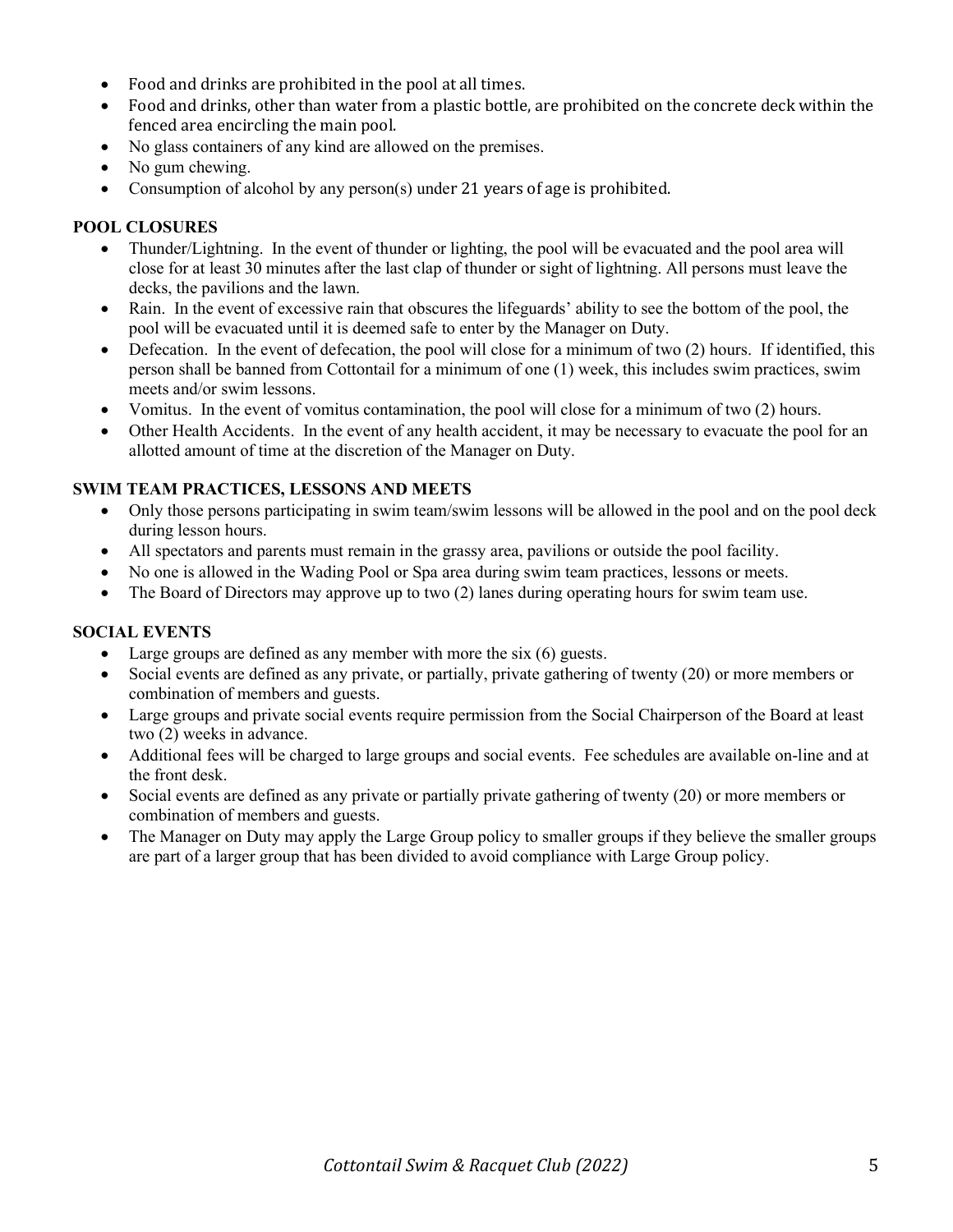- Food and drinks are prohibited in the pool at all times.
- Food and drinks, other than water from a plastic bottle, are prohibited on the concrete deck within the fenced area encircling the main pool.
- No glass containers of any kind are allowed on the premises.
- No gum chewing.
- Consumption of alcohol by any person(s) under 21 years of age is prohibited.

**POOL CLOSURES**

- Thunder/Lightning. In the event of thunder or lighting, the pool will be evacuated and the pool area will close for at least 30 minutes after the last clap of thunder or sight of lightning. All persons must leave the decks, the pavilions and the lawn.
- Rain. In the event of excessive rain that obscures the lifeguards' ability to see the bottom of the pool, the pool will be evacuated until it is deemed safe to enter by the Manager on Duty.
- Defecation. In the event of defecation, the pool will close for a minimum of two (2) hours. If identified, this person shall be banned from Cottontail for a minimum of one (1) week, this includes swim practices, swim meets and/or swim lessons.
- Vomitus. In the event of vomitus contamination, the pool will close for a minimum of two (2) hours.
- Other Health Accidents. In the event of any health accident, it may be necessary to evacuate the pool for an allotted amount of time at the discretion of the Manager on Duty.

**SWIM TEAM PRACTICES, LESSONS AND MEETS**

- Only those persons participating in swim team/swim lessons will be allowed in the pool and on the pool deck during lesson hours.
- All spectators and parents must remain in the grassy area, pavilions or outside the pool facility.
- No one is allowed in the Wading Pool or Spa area during swim team practices, lessons or meets.
- The Board of Directors may approve up to two (2) lanes during operating hours for swim team use.

**SOCIAL EVENTS**

- Large groups are defined as any member with more the six (6) guests.
- Social events are defined as any private, or partially, private gathering of twenty (20) or more members or combination of members and guests.
- Large groups and private social events require permission from the Social Chairperson of the Board at least two (2) weeks in advance.
- Additional fees will be charged to large groups and social events. Fee schedules are available on-line and at the front desk.
- Social events are defined as any private or partially private gathering of twenty (20) or more members or combination of members and guests.
- The Manager on Duty may apply the Large Group policy to smaller groups if they believe the smaller groups are part of a larger group that has been divided to avoid compliance with Large Group policy.